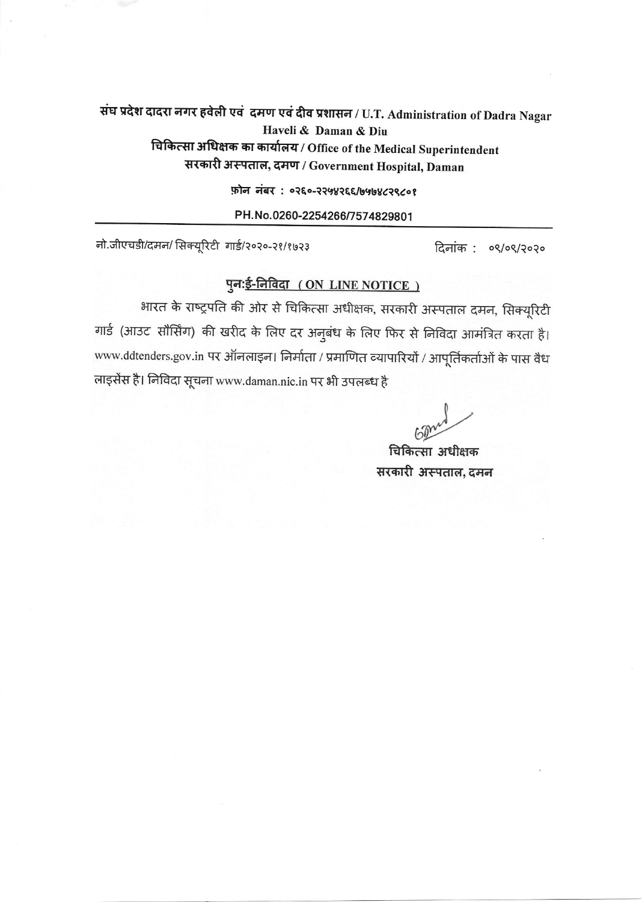**संघ प्रदेश दादरा नगर हवेली एवं दमण एवं दीव प्रशासन / U.T. Administration of Dadra Nagar Haveli & Daman & Diu**

**चिकित्सा अधिक्षक का कार्यालय / Office of the Medical Superintendent**

**सरकारी अस्पताल, दमण / Government Hospital, Daman**

फ़ोन नंबर : ०२६०-२२५४२६६/७५७४८२९८०१

PH.No.0260-2254266/7574829801

---

नो.जीएचडी/दमन/ सिक्यूरिटी गार्ड/२०२०-२१/१७२३ दिनांक : ०९/०९/२०२०

## पुन:ई-निविदा ( ON LINE NOTICE )

भारत के राष्ट्रपति की ओर से चिकित्सा अधीक्षक, सरकारी अस्पताल दमन, सिक्यूरिटी गार्ड (आउट सौर्सिंग) की खरीद के लिए दर अनुबंध के लिए फिर से निविदा आमंत्रित करता है। www.ddtenders.gov.in पर ऑनलाइन। निर्माता / प्रमाणित व्यापारियों / आपूर्तिकर्ताओं के पास वैध लाइसेंस है। निविदा सूचना www.daman.nic.in पर भी उपलब्ध है

चिकित्सा अधीक्षक

सरकारी अस्पताल, दमन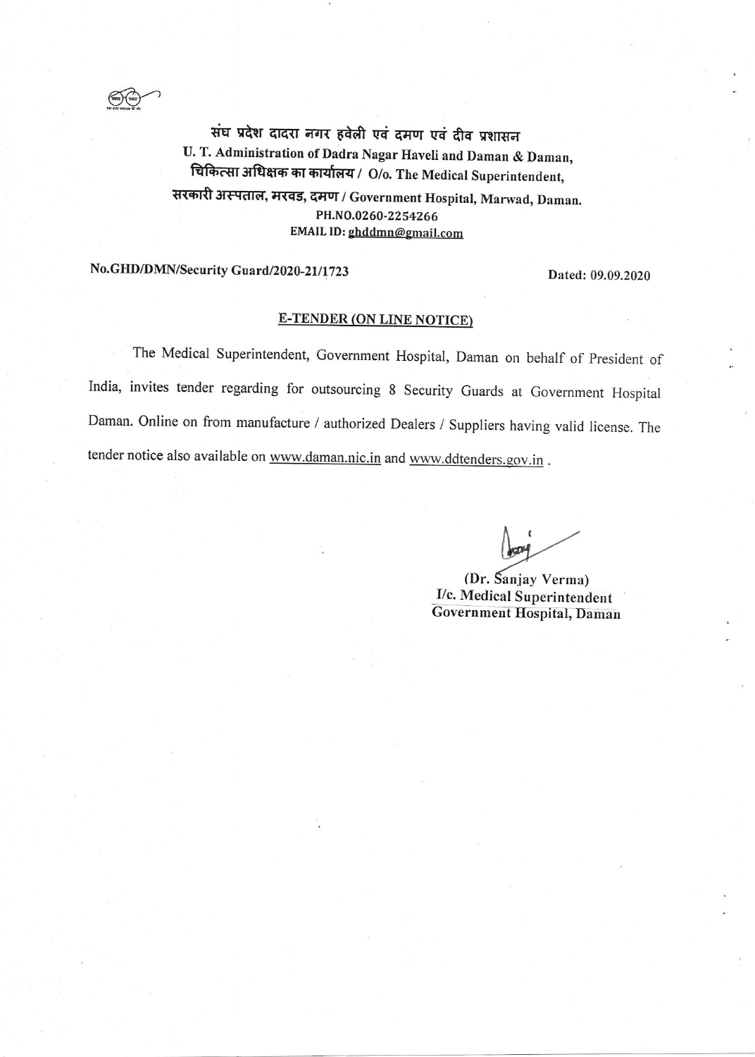संघ प्रदेश दादरा नगर हवेली एवं दमण एवं दीव प्रशासन
U. T. Administration of Dadra Nagar Haveli and Daman & Daman,
चिकित्सा अधिक्षक का कार्यालय / O/o. The Medical Superintendent,
सरकारी अस्पताल, मरवड, दमण / Government Hospital, Marwad, Daman.
PH.NO.0260-2254266
EMAIL ID: ghddmn@gmail.com

**No.GHD/DMN/Security Guard/2020-21/1723** **Dated: 09.09.2020**

## E-TENDER (ON LINE NOTICE)

The Medical Superintendent, Government Hospital, Daman on behalf of President of India, invites tender regarding for outsourcing 8 Security Guards at Government Hospital Daman. Online on from manufacture / authorized Dealers / Suppliers having valid license. The tender notice also available on www.daman.nic.in and www.ddtenders.gov.in .

**(Dr. Sanjay Verma)**
**I/c. Medical Superintendent**
**Government Hospital, Daman**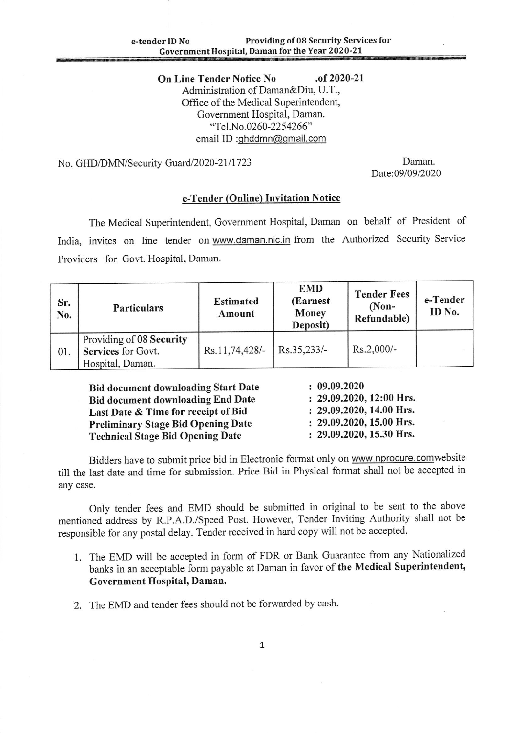e-tender ID No Providing of 08 Security Services for Government Hospital, Daman for the Year 2020-21

**On Line Tender Notice No .of 2020-21**
Administration of Daman&Diu, U.T.,
Office of the Medical Superintendent,
Government Hospital, Daman.
"Tel.No.0260-2254266"
email ID :ghddmn@gmail.com

No. GHD/DMN/Security Guard/2020-21/1723

Daman.
Date:09/09/2020

## e-Tender (Online) Invitation Notice

The Medical Superintendent, Government Hospital, Daman on behalf of President of India, invites on line tender on www.daman.nic.in from the Authorized Security Service Providers for Govt. Hospital, Daman.

| Sr. No. | Particulars | Estimated Amount | EMD (Earnest Money Deposit) | Tender Fees (Non-Refundable) | e-Tender ID No. |
|---|---|---|---|---|---|
| 01. | Providing of 08 **Security Services** for Govt. Hospital, Daman. | Rs.11,74,428/- | Rs.35,233/- | Rs.2,000/- | |

| | |
|---|---|
| **Bid document downloading Start Date** | **: 09.09.2020** |
| **Bid document downloading End Date** | **: 29.09.2020, 12:00 Hrs.** |
| **Last Date & Time for receipt of Bid** | **: 29.09.2020, 14.00 Hrs.** |
| **Preliminary Stage Bid Opening Date** | **: 29.09.2020, 15.00 Hrs.** |
| **Technical Stage Bid Opening Date** | **: 29.09.2020, 15.30 Hrs.** |

Bidders have to submit price bid in Electronic format only on www.nprocure.comwebsite till the last date and time for submission. Price Bid in Physical format shall not be accepted in any case.

Only tender fees and EMD should be submitted in original to be sent to the above mentioned address by R.P.A.D./Speed Post. However, Tender Inviting Authority shall not be responsible for any postal delay. Tender received in hard copy will not be accepted.

1. The EMD will be accepted in form of FDR or Bank Guarantee from any Nationalized banks in an acceptable form payable at Daman in favor of **the Medical Superintendent, Government Hospital, Daman.**
2. The EMD and tender fees should not be forwarded by cash.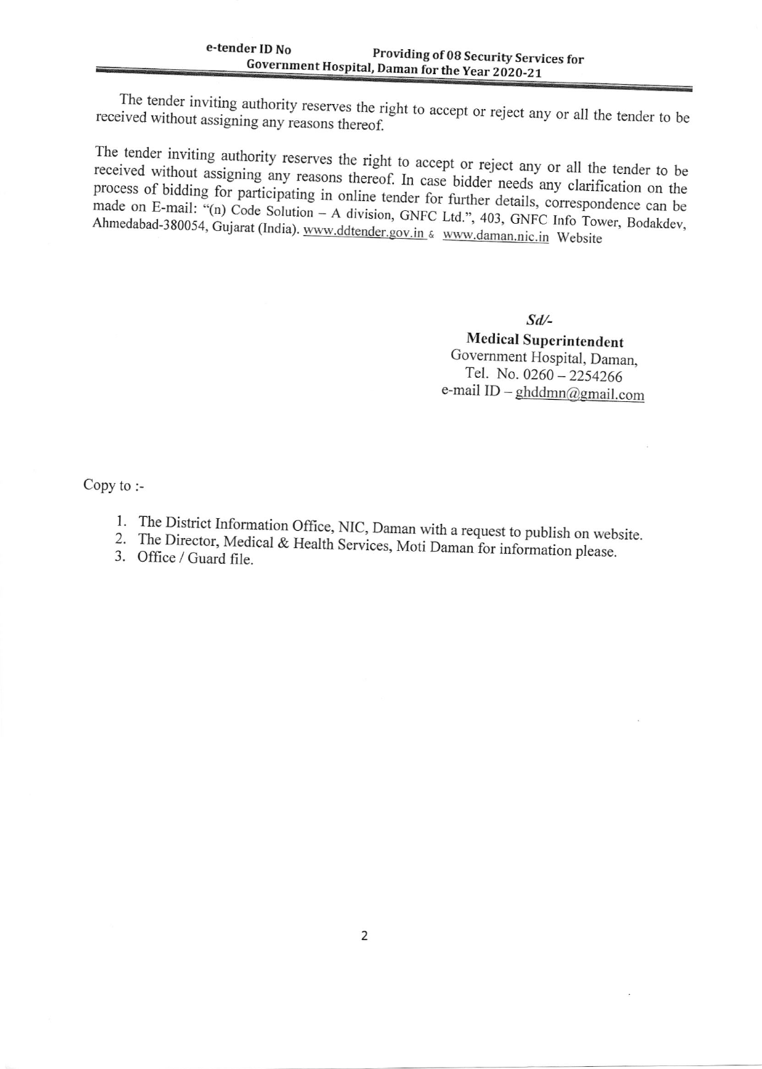The tender inviting authority reserves the right to accept or reject any or all the tender to be received without assigning any reasons thereof.

The tender inviting authority reserves the right to accept or reject any or all the tender to be received without assigning any reasons thereof. In case bidder needs any clarification on the process of bidding for participating in online tender for further details, correspondence can be made on E-mail: "(n) Code Solution – A division, GNFC Ltd.", 403, GNFC Info Tower, Bodakdev, Ahmedabad-380054, Gujarat (India). www.ddtender.gov.in & www.daman.nic.in Website

*Sd/-*
**Medical Superintendent**
Government Hospital, Daman,
Tel. No. 0260 – 2254266
e-mail ID – ghddmn@gmail.com

Copy to :-

1. The District Information Office, NIC, Daman with a request to publish on website.
2. The Director, Medical & Health Services, Moti Daman for information please.
3. Office / Guard file.